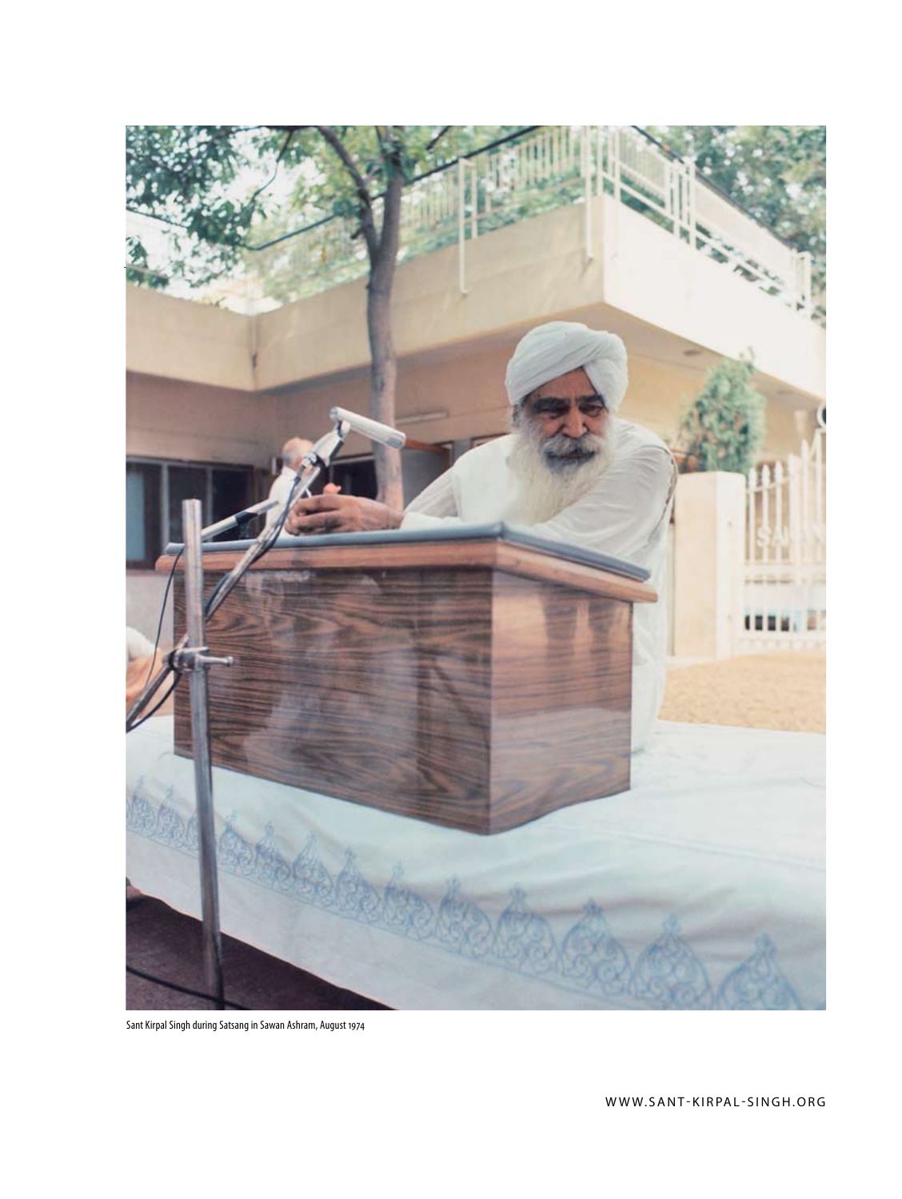Sant Kirpal Singh during Satsang in Sawan Ashram, August 1974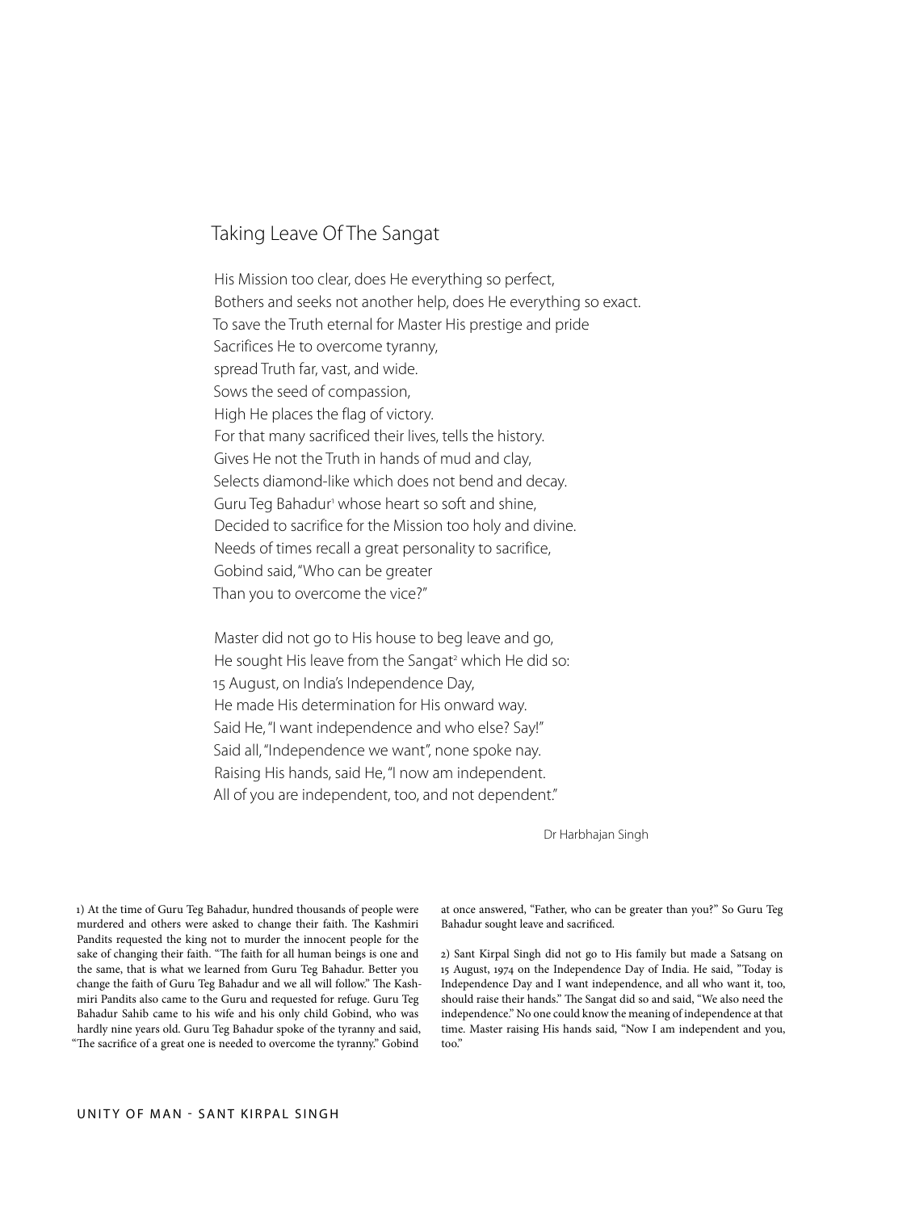## Taking Leave Of The Sangat

His Mission too clear, does He everything so perfect,  
Bothers and seeks not another help, does He everything so exact.  
To save the Truth eternal for Master His prestige and pride  
Sacrifices He to overcome tyranny,  
spread Truth far, vast, and wide.  
Sows the seed of compassion,  
High He places the flag of victory.  
For that many sacrificed their lives, tells the history.  
Gives He not the Truth in hands of mud and clay,  
Selects diamond-like which does not bend and decay.  
Guru Teg Bahadur[1] whose heart so soft and shine,  
Decided to sacrifice for the Mission too holy and divine.  
Needs of times recall a great personality to sacrifice,  
Gobind said, "Who can be greater  
Than you to overcome the vice?"

Master did not go to His house to beg leave and go,  
He sought His leave from the Sangat[2] which He did so:  
15 August, on India's Independence Day,  
He made His determination for His onward way.  
Said He, "I want independence and who else? Say!"  
Said all, "Independence we want", none spoke nay.  
Raising His hands, said He, "I now am independent.  
All of you are independent, too, and not dependent."

Dr Harbhajan Singh

1) At the time of Guru Teg Bahadur, hundred thousands of people were murdered and others were asked to change their faith. The Kashmiri Pandits requested the king not to murder the innocent people for the sake of changing their faith. "The faith for all human beings is one and the same, that is what we learned from Guru Teg Bahadur. Better you change the faith of Guru Teg Bahadur and we all will follow." The Kashmiri Pandits also came to the Guru and requested for refuge. Guru Teg Bahadur Sahib came to his wife and his only child Gobind, who was hardly nine years old. Guru Teg Bahadur spoke of the tyranny and said, "The sacrifice of a great one is needed to overcome the tyranny." Gobind at once answered, "Father, who can be greater than you?" So Guru Teg Bahadur sought leave and sacrificed.

2) Sant Kirpal Singh did not go to His family but made a Satsang on 15 August, 1974 on the Independence Day of India. He said, "Today is Independence Day and I want independence, and all who want it, too, should raise their hands." The Sangat did so and said, "We also need the independence." No one could know the meaning of independence at that time. Master raising His hands said, "Now I am independent and you, too."